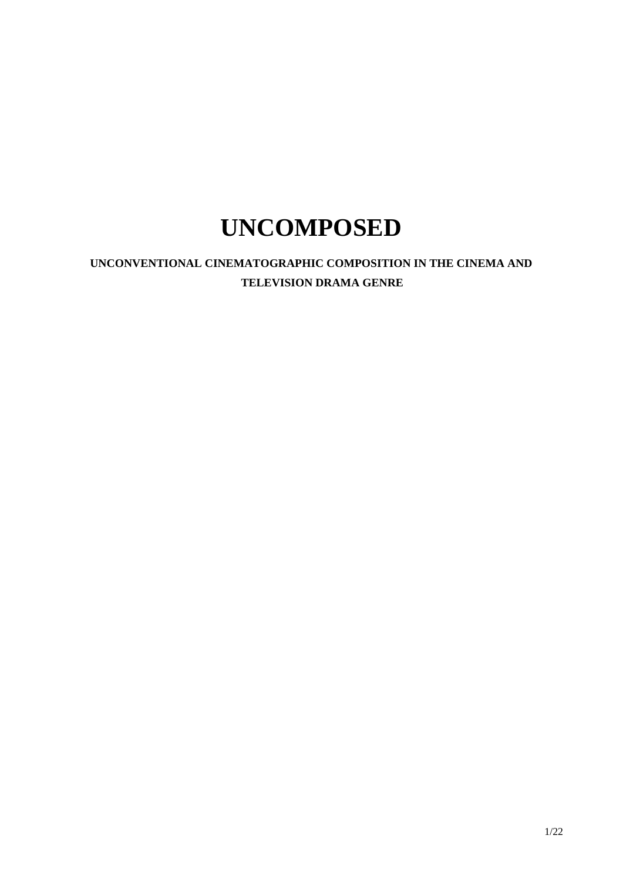# UNCOMPOSED

**UNCONVENTIONAL CINEMATOGRAPHIC COMPOSITION IN THE CINEMA AND TELEVISION DRAMA GENRE**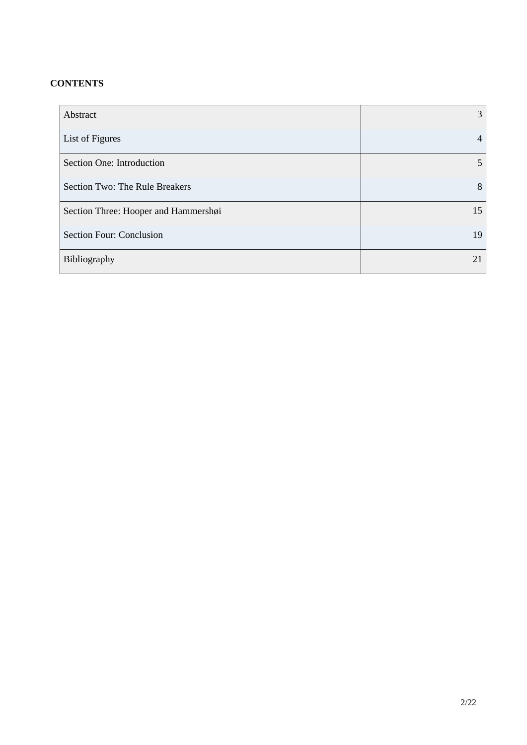**CONTENTS**

| | |
|---|---|
| Abstract | 3 |
| List of Figures | 4 |
| Section One: Introduction | 5 |
| Section Two: The Rule Breakers | 8 |
| Section Three: Hooper and Hammershøi | 15 |
| Section Four: Conclusion | 19 |
| Bibliography | 21 |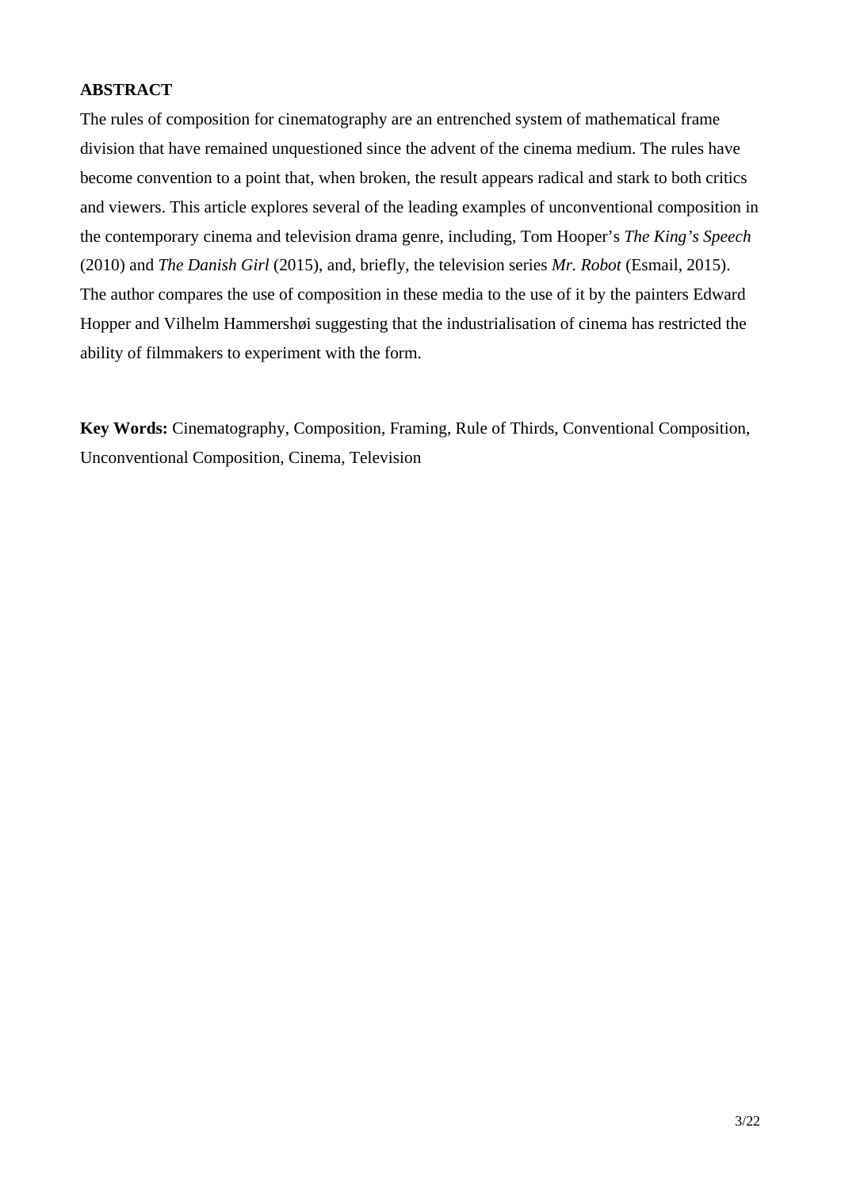## ABSTRACT

The rules of composition for cinematography are an entrenched system of mathematical frame division that have remained unquestioned since the advent of the cinema medium. The rules have become convention to a point that, when broken, the result appears radical and stark to both critics and viewers. This article explores several of the leading examples of unconventional composition in the contemporary cinema and television drama genre, including, Tom Hooper's *The King's Speech* (2010) and *The Danish Girl* (2015), and, briefly, the television series *Mr. Robot* (Esmail, 2015). The author compares the use of composition in these media to the use of it by the painters Edward Hopper and Vilhelm Hammershøi suggesting that the industrialisation of cinema has restricted the ability of filmmakers to experiment with the form.

**Key Words:** Cinematography, Composition, Framing, Rule of Thirds, Conventional Composition, Unconventional Composition, Cinema, Television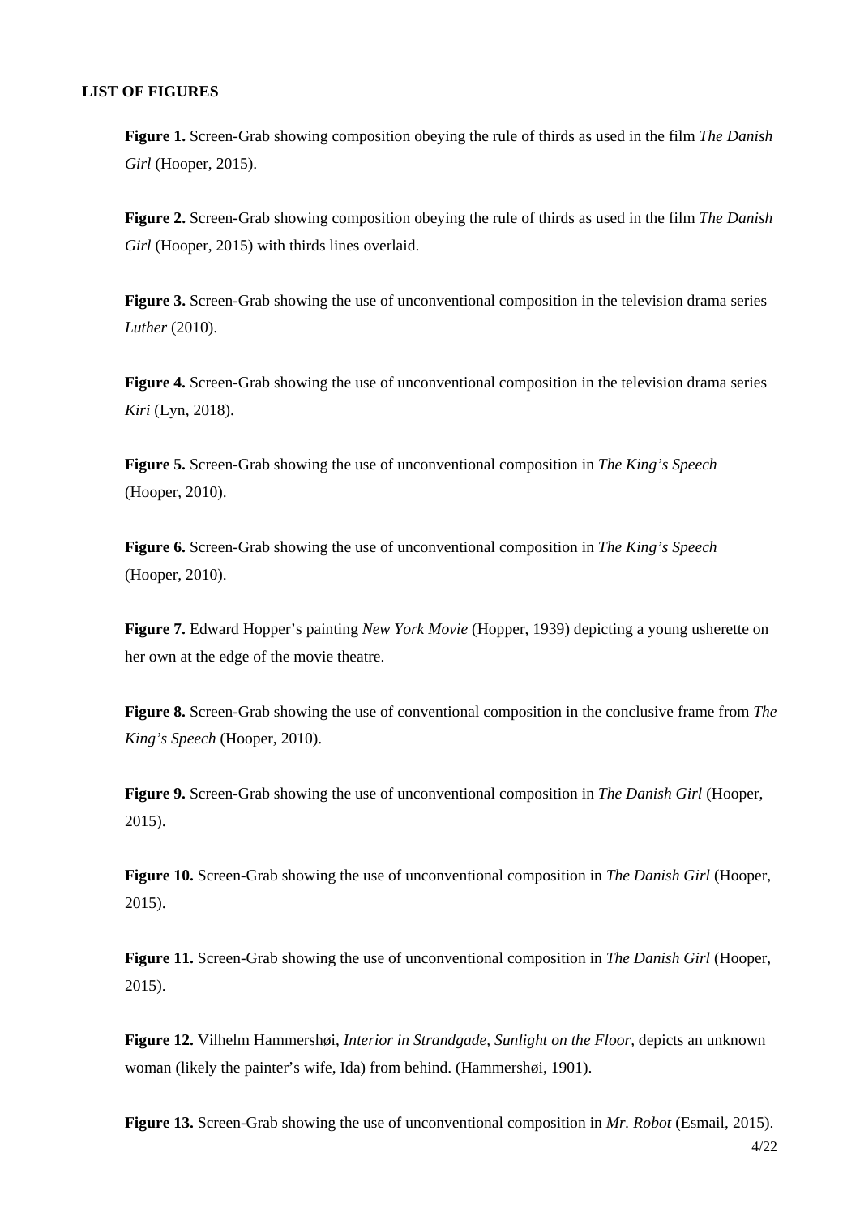## LIST OF FIGURES

**Figure 1.** Screen-Grab showing composition obeying the rule of thirds as used in the film *The Danish Girl* (Hooper, 2015).

**Figure 2.** Screen-Grab showing composition obeying the rule of thirds as used in the film *The Danish Girl* (Hooper, 2015) with thirds lines overlaid.

**Figure 3.** Screen-Grab showing the use of unconventional composition in the television drama series *Luther* (2010).

**Figure 4.** Screen-Grab showing the use of unconventional composition in the television drama series *Kiri* (Lyn, 2018).

**Figure 5.** Screen-Grab showing the use of unconventional composition in *The King's Speech* (Hooper, 2010).

**Figure 6.** Screen-Grab showing the use of unconventional composition in *The King's Speech* (Hooper, 2010).

**Figure 7.** Edward Hopper's painting *New York Movie* (Hopper, 1939) depicting a young usherette on her own at the edge of the movie theatre.

**Figure 8.** Screen-Grab showing the use of conventional composition in the conclusive frame from *The King's Speech* (Hooper, 2010).

**Figure 9.** Screen-Grab showing the use of unconventional composition in *The Danish Girl* (Hooper, 2015).

**Figure 10.** Screen-Grab showing the use of unconventional composition in *The Danish Girl* (Hooper, 2015).

**Figure 11.** Screen-Grab showing the use of unconventional composition in *The Danish Girl* (Hooper, 2015).

**Figure 12.** Vilhelm Hammershøi, *Interior in Strandgade, Sunlight on the Floor*, depicts an unknown woman (likely the painter's wife, Ida) from behind. (Hammershøi, 1901).

**Figure 13.** Screen-Grab showing the use of unconventional composition in *Mr. Robot* (Esmail, 2015).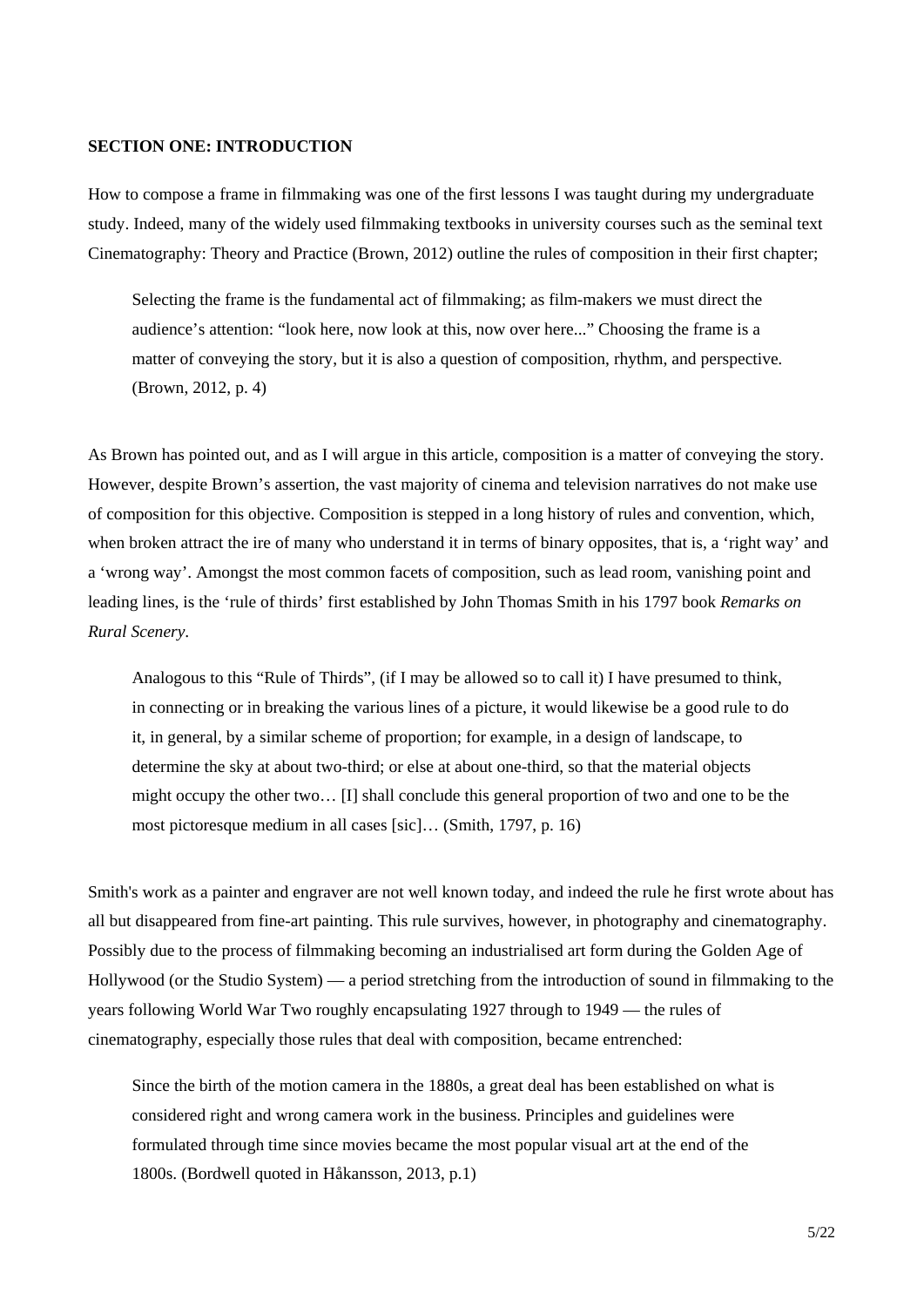**SECTION ONE: INTRODUCTION**

How to compose a frame in filmmaking was one of the first lessons I was taught during my undergraduate study. Indeed, many of the widely used filmmaking textbooks in university courses such as the seminal text Cinematography: Theory and Practice (Brown, 2012) outline the rules of composition in their first chapter;

> Selecting the frame is the fundamental act of filmmaking; as film-makers we must direct the audience's attention: "look here, now look at this, now over here..." Choosing the frame is a matter of conveying the story, but it is also a question of composition, rhythm, and perspective. (Brown, 2012, p. 4)

As Brown has pointed out, and as I will argue in this article, composition is a matter of conveying the story. However, despite Brown's assertion, the vast majority of cinema and television narratives do not make use of composition for this objective. Composition is stepped in a long history of rules and convention, which, when broken attract the ire of many who understand it in terms of binary opposites, that is, a 'right way' and a 'wrong way'. Amongst the most common facets of composition, such as lead room, vanishing point and leading lines, is the 'rule of thirds' first established by John Thomas Smith in his 1797 book *Remarks on Rural Scenery*.

> Analogous to this "Rule of Thirds", (if I may be allowed so to call it) I have presumed to think, in connecting or in breaking the various lines of a picture, it would likewise be a good rule to do it, in general, by a similar scheme of proportion; for example, in a design of landscape, to determine the sky at about two-third; or else at about one-third, so that the material objects might occupy the other two… [I] shall conclude this general proportion of two and one to be the most pictoresque medium in all cases [sic]… (Smith, 1797, p. 16)

Smith's work as a painter and engraver are not well known today, and indeed the rule he first wrote about has all but disappeared from fine-art painting. This rule survives, however, in photography and cinematography. Possibly due to the process of filmmaking becoming an industrialised art form during the Golden Age of Hollywood (or the Studio System) — a period stretching from the introduction of sound in filmmaking to the years following World War Two roughly encapsulating 1927 through to 1949 — the rules of cinematography, especially those rules that deal with composition, became entrenched:

> Since the birth of the motion camera in the 1880s, a great deal has been established on what is considered right and wrong camera work in the business. Principles and guidelines were formulated through time since movies became the most popular visual art at the end of the 1800s. (Bordwell quoted in Håkansson, 2013, p.1)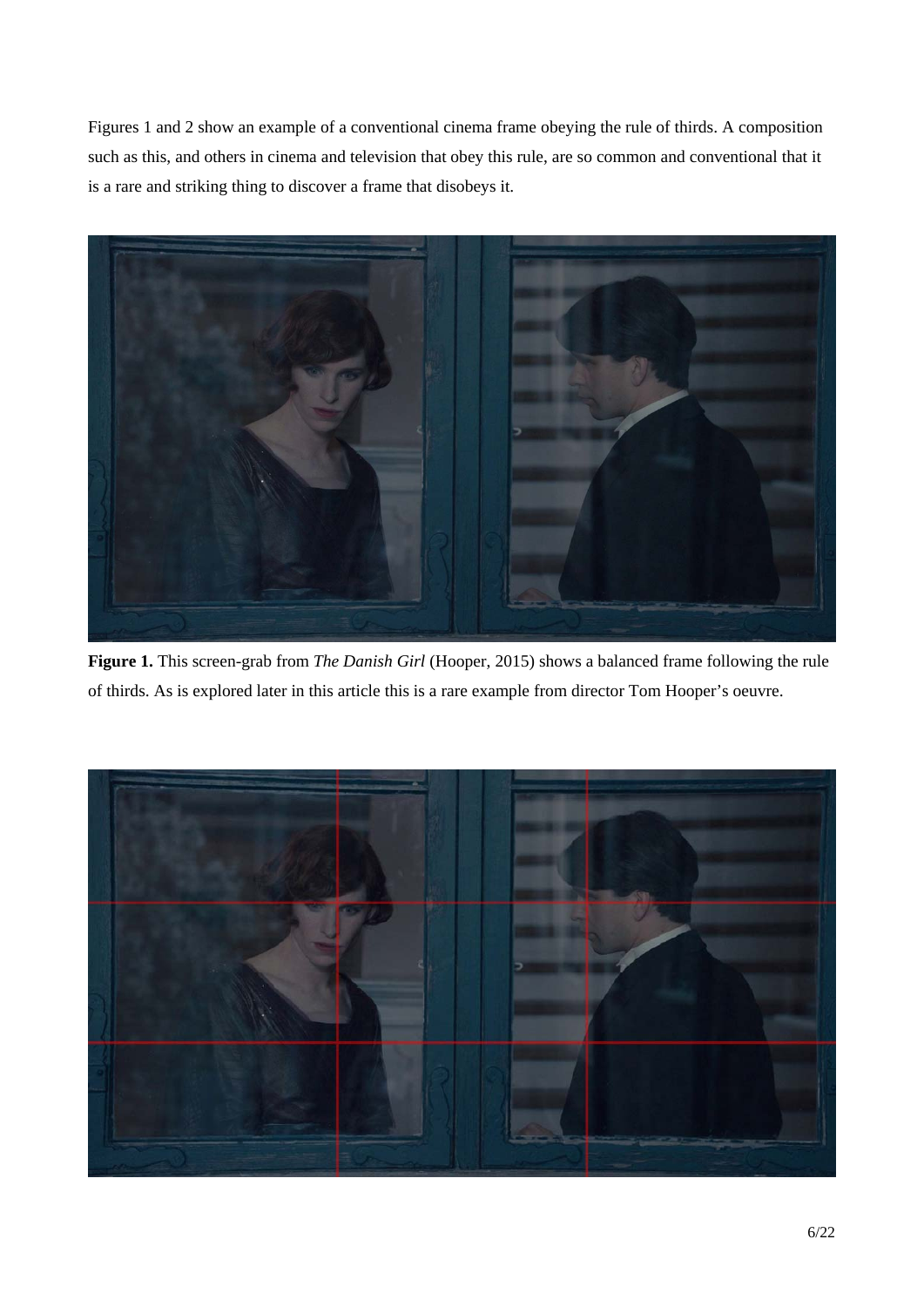Figures 1 and 2 show an example of a conventional cinema frame obeying the rule of thirds. A composition such as this, and others in cinema and television that obey this rule, are so common and conventional that it is a rare and striking thing to discover a frame that disobeys it.

**Figure 1.** This screen-grab from *The Danish Girl* (Hooper, 2015) shows a balanced frame following the rule of thirds. As is explored later in this article this is a rare example from director Tom Hooper's oeuvre.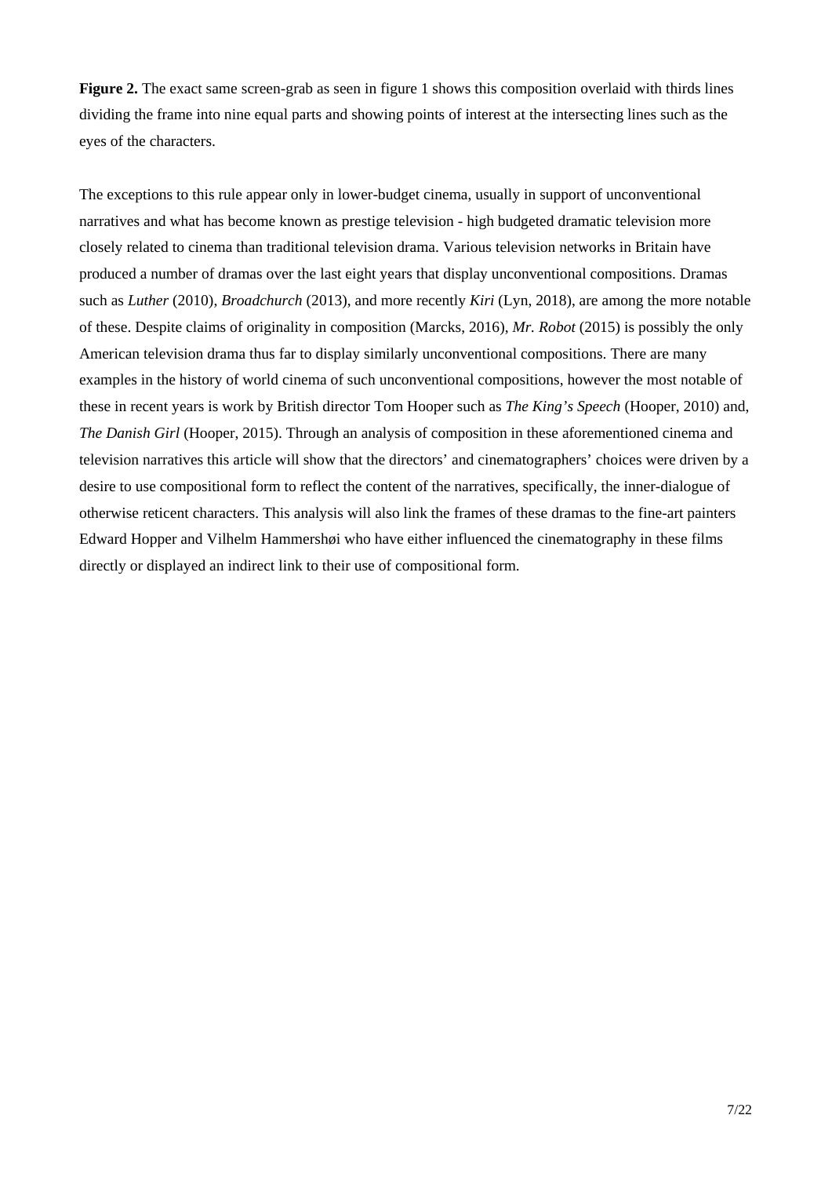**Figure 2.** The exact same screen-grab as seen in figure 1 shows this composition overlaid with thirds lines dividing the frame into nine equal parts and showing points of interest at the intersecting lines such as the eyes of the characters.

The exceptions to this rule appear only in lower-budget cinema, usually in support of unconventional narratives and what has become known as prestige television - high budgeted dramatic television more closely related to cinema than traditional television drama. Various television networks in Britain have produced a number of dramas over the last eight years that display unconventional compositions. Dramas such as *Luther* (2010), *Broadchurch* (2013), and more recently *Kiri* (Lyn, 2018), are among the more notable of these. Despite claims of originality in composition (Marcks, 2016), *Mr. Robot* (2015) is possibly the only American television drama thus far to display similarly unconventional compositions. There are many examples in the history of world cinema of such unconventional compositions, however the most notable of these in recent years is work by British director Tom Hooper such as *The King's Speech* (Hooper, 2010) and, *The Danish Girl* (Hooper, 2015). Through an analysis of composition in these aforementioned cinema and television narratives this article will show that the directors' and cinematographers' choices were driven by a desire to use compositional form to reflect the content of the narratives, specifically, the inner-dialogue of otherwise reticent characters. This analysis will also link the frames of these dramas to the fine-art painters Edward Hopper and Vilhelm Hammershøi who have either influenced the cinematography in these films directly or displayed an indirect link to their use of compositional form.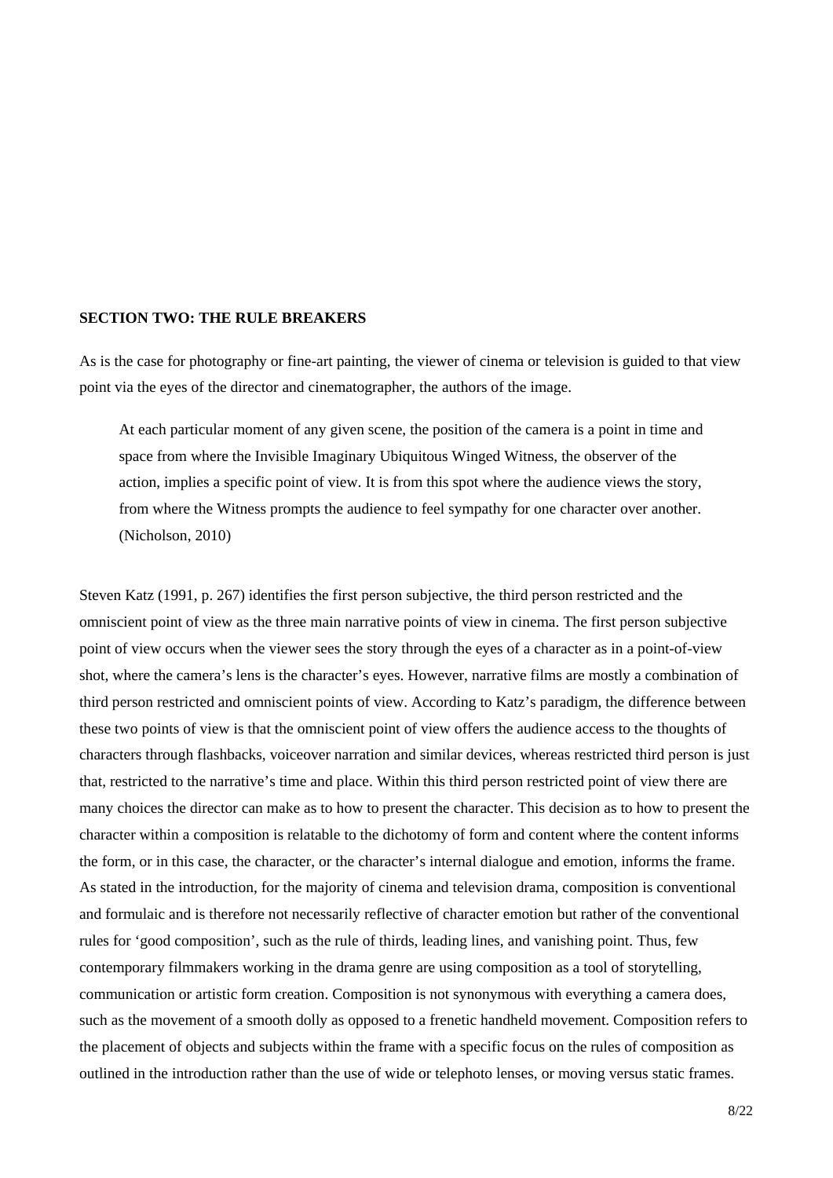## SECTION TWO: THE RULE BREAKERS

As is the case for photography or fine-art painting, the viewer of cinema or television is guided to that view point via the eyes of the director and cinematographer, the authors of the image.

> At each particular moment of any given scene, the position of the camera is a point in time and space from where the Invisible Imaginary Ubiquitous Winged Witness, the observer of the action, implies a specific point of view. It is from this spot where the audience views the story, from where the Witness prompts the audience to feel sympathy for one character over another. (Nicholson, 2010)

Steven Katz (1991, p. 267) identifies the first person subjective, the third person restricted and the omniscient point of view as the three main narrative points of view in cinema. The first person subjective point of view occurs when the viewer sees the story through the eyes of a character as in a point-of-view shot, where the camera's lens is the character's eyes. However, narrative films are mostly a combination of third person restricted and omniscient points of view. According to Katz's paradigm, the difference between these two points of view is that the omniscient point of view offers the audience access to the thoughts of characters through flashbacks, voiceover narration and similar devices, whereas restricted third person is just that, restricted to the narrative's time and place. Within this third person restricted point of view there are many choices the director can make as to how to present the character. This decision as to how to present the character within a composition is relatable to the dichotomy of form and content where the content informs the form, or in this case, the character, or the character's internal dialogue and emotion, informs the frame. As stated in the introduction, for the majority of cinema and television drama, composition is conventional and formulaic and is therefore not necessarily reflective of character emotion but rather of the conventional rules for 'good composition', such as the rule of thirds, leading lines, and vanishing point. Thus, few contemporary filmmakers working in the drama genre are using composition as a tool of storytelling, communication or artistic form creation. Composition is not synonymous with everything a camera does, such as the movement of a smooth dolly as opposed to a frenetic handheld movement. Composition refers to the placement of objects and subjects within the frame with a specific focus on the rules of composition as outlined in the introduction rather than the use of wide or telephoto lenses, or moving versus static frames.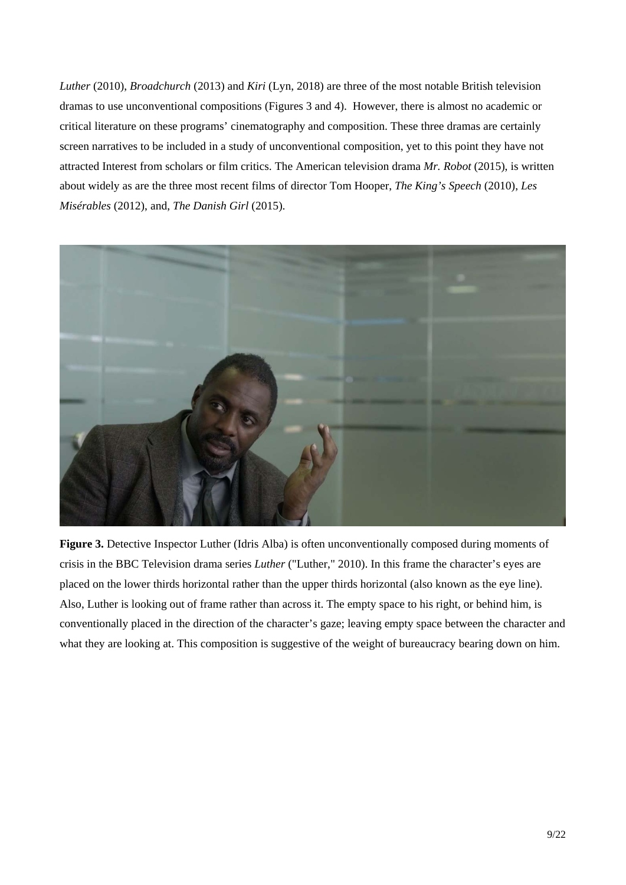*Luther* (2010), *Broadchurch* (2013) and *Kiri* (Lyn, 2018) are three of the most notable British television dramas to use unconventional compositions (Figures 3 and 4). However, there is almost no academic or critical literature on these programs' cinematography and composition. These three dramas are certainly screen narratives to be included in a study of unconventional composition, yet to this point they have not attracted Interest from scholars or film critics. The American television drama *Mr. Robot* (2015), is written about widely as are the three most recent films of director Tom Hooper, *The King's Speech* (2010), *Les Misérables* (2012), and, *The Danish Girl* (2015).

**Figure 3.** Detective Inspector Luther (Idris Alba) is often unconventionally composed during moments of crisis in the BBC Television drama series *Luther* ("Luther," 2010). In this frame the character's eyes are placed on the lower thirds horizontal rather than the upper thirds horizontal (also known as the eye line). Also, Luther is looking out of frame rather than across it. The empty space to his right, or behind him, is conventionally placed in the direction of the character's gaze; leaving empty space between the character and what they are looking at. This composition is suggestive of the weight of bureaucracy bearing down on him.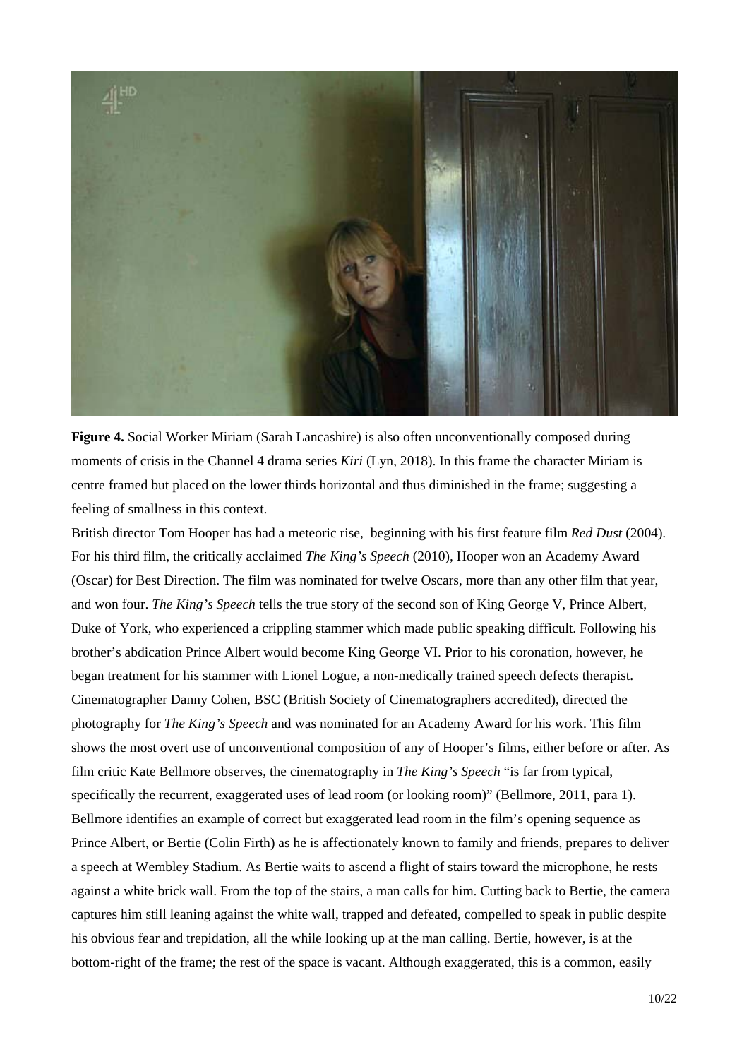**Figure 4.** Social Worker Miriam (Sarah Lancashire) is also often unconventionally composed during moments of crisis in the Channel 4 drama series *Kiri* (Lyn, 2018). In this frame the character Miriam is centre framed but placed on the lower thirds horizontal and thus diminished in the frame; suggesting a feeling of smallness in this context.

British director Tom Hooper has had a meteoric rise, beginning with his first feature film *Red Dust* (2004). For his third film, the critically acclaimed *The King's Speech* (2010), Hooper won an Academy Award (Oscar) for Best Direction. The film was nominated for twelve Oscars, more than any other film that year, and won four. *The King's Speech* tells the true story of the second son of King George V, Prince Albert, Duke of York, who experienced a crippling stammer which made public speaking difficult. Following his brother's abdication Prince Albert would become King George VI. Prior to his coronation, however, he began treatment for his stammer with Lionel Logue, a non-medically trained speech defects therapist. Cinematographer Danny Cohen, BSC (British Society of Cinematographers accredited), directed the photography for *The King's Speech* and was nominated for an Academy Award for his work. This film shows the most overt use of unconventional composition of any of Hooper's films, either before or after. As film critic Kate Bellmore observes, the cinematography in *The King's Speech* "is far from typical, specifically the recurrent, exaggerated uses of lead room (or looking room)" (Bellmore, 2011, para 1). Bellmore identifies an example of correct but exaggerated lead room in the film's opening sequence as Prince Albert, or Bertie (Colin Firth) as he is affectionately known to family and friends, prepares to deliver a speech at Wembley Stadium. As Bertie waits to ascend a flight of stairs toward the microphone, he rests against a white brick wall. From the top of the stairs, a man calls for him. Cutting back to Bertie, the camera captures him still leaning against the white wall, trapped and defeated, compelled to speak in public despite his obvious fear and trepidation, all the while looking up at the man calling. Bertie, however, is at the bottom-right of the frame; the rest of the space is vacant. Although exaggerated, this is a common, easily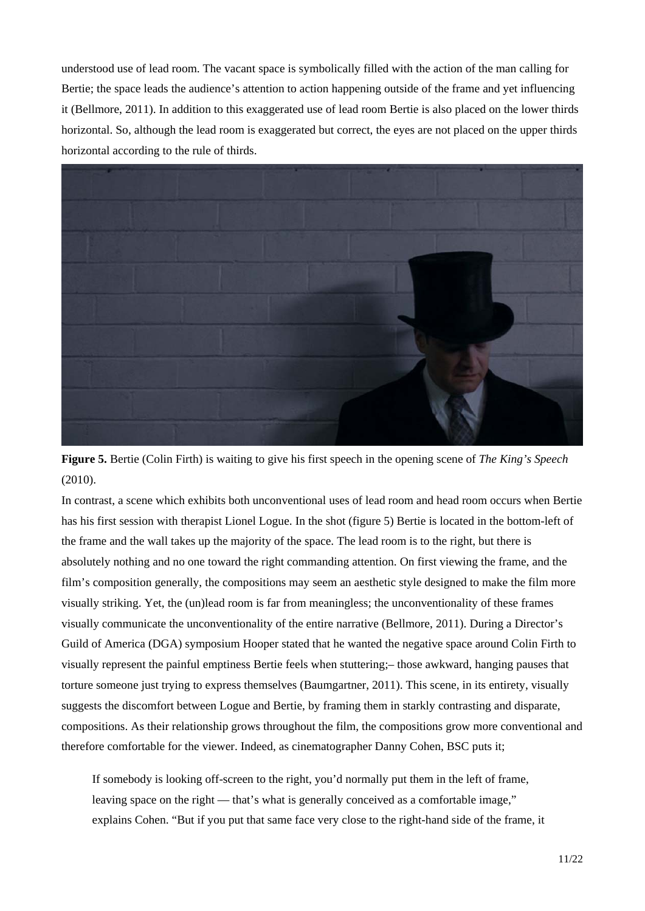understood use of lead room. The vacant space is symbolically filled with the action of the man calling for Bertie; the space leads the audience's attention to action happening outside of the frame and yet influencing it (Bellmore, 2011). In addition to this exaggerated use of lead room Bertie is also placed on the lower thirds horizontal. So, although the lead room is exaggerated but correct, the eyes are not placed on the upper thirds horizontal according to the rule of thirds.

**Figure 5.** Bertie (Colin Firth) is waiting to give his first speech in the opening scene of *The King's Speech* (2010).

In contrast, a scene which exhibits both unconventional uses of lead room and head room occurs when Bertie has his first session with therapist Lionel Logue. In the shot (figure 5) Bertie is located in the bottom-left of the frame and the wall takes up the majority of the space. The lead room is to the right, but there is absolutely nothing and no one toward the right commanding attention. On first viewing the frame, and the film's composition generally, the compositions may seem an aesthetic style designed to make the film more visually striking. Yet, the (un)lead room is far from meaningless; the unconventionality of these frames visually communicate the unconventionality of the entire narrative (Bellmore, 2011). During a Director's Guild of America (DGA) symposium Hooper stated that he wanted the negative space around Colin Firth to visually represent the painful emptiness Bertie feels when stuttering;– those awkward, hanging pauses that torture someone just trying to express themselves (Baumgartner, 2011). This scene, in its entirety, visually suggests the discomfort between Logue and Bertie, by framing them in starkly contrasting and disparate, compositions. As their relationship grows throughout the film, the compositions grow more conventional and therefore comfortable for the viewer. Indeed, as cinematographer Danny Cohen, BSC puts it;

> If somebody is looking off-screen to the right, you'd normally put them in the left of frame, leaving space on the right — that's what is generally conceived as a comfortable image," explains Cohen. "But if you put that same face very close to the right-hand side of the frame, it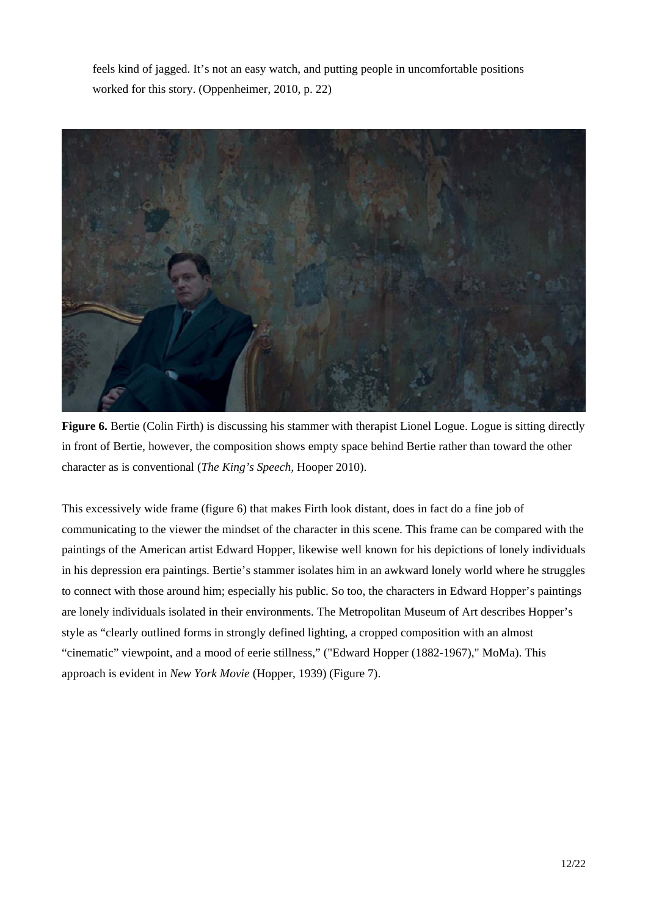feels kind of jagged. It's not an easy watch, and putting people in uncomfortable positions worked for this story. (Oppenheimer, 2010, p. 22)

**Figure 6.** Bertie (Colin Firth) is discussing his stammer with therapist Lionel Logue. Logue is sitting directly in front of Bertie, however, the composition shows empty space behind Bertie rather than toward the other character as is conventional (*The King's Speech*, Hooper 2010).

This excessively wide frame (figure 6) that makes Firth look distant, does in fact do a fine job of communicating to the viewer the mindset of the character in this scene. This frame can be compared with the paintings of the American artist Edward Hopper, likewise well known for his depictions of lonely individuals in his depression era paintings. Bertie's stammer isolates him in an awkward lonely world where he struggles to connect with those around him; especially his public. So too, the characters in Edward Hopper's paintings are lonely individuals isolated in their environments. The Metropolitan Museum of Art describes Hopper's style as "clearly outlined forms in strongly defined lighting, a cropped composition with an almost "cinematic" viewpoint, and a mood of eerie stillness," ("Edward Hopper (1882-1967)," MoMa). This approach is evident in *New York Movie* (Hopper, 1939) (Figure 7).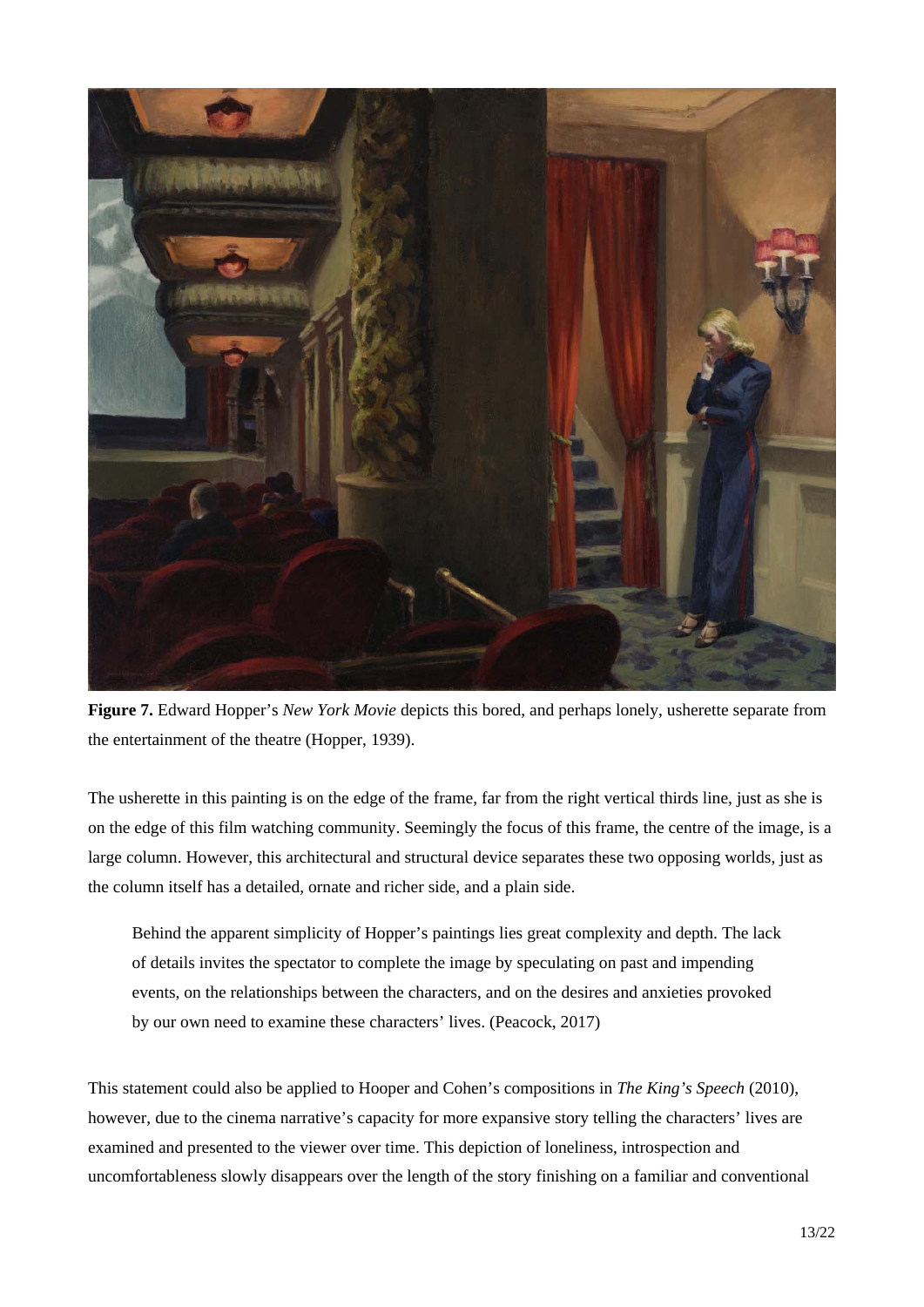**Figure 7.** Edward Hopper's *New York Movie* depicts this bored, and perhaps lonely, usherette separate from the entertainment of the theatre (Hopper, 1939).

The usherette in this painting is on the edge of the frame, far from the right vertical thirds line, just as she is on the edge of this film watching community. Seemingly the focus of this frame, the centre of the image, is a large column. However, this architectural and structural device separates these two opposing worlds, just as the column itself has a detailed, ornate and richer side, and a plain side.

> Behind the apparent simplicity of Hopper's paintings lies great complexity and depth. The lack of details invites the spectator to complete the image by speculating on past and impending events, on the relationships between the characters, and on the desires and anxieties provoked by our own need to examine these characters' lives. (Peacock, 2017)

This statement could also be applied to Hooper and Cohen's compositions in *The King's Speech* (2010), however, due to the cinema narrative's capacity for more expansive story telling the characters' lives are examined and presented to the viewer over time. This depiction of loneliness, introspection and uncomfortableness slowly disappears over the length of the story finishing on a familiar and conventional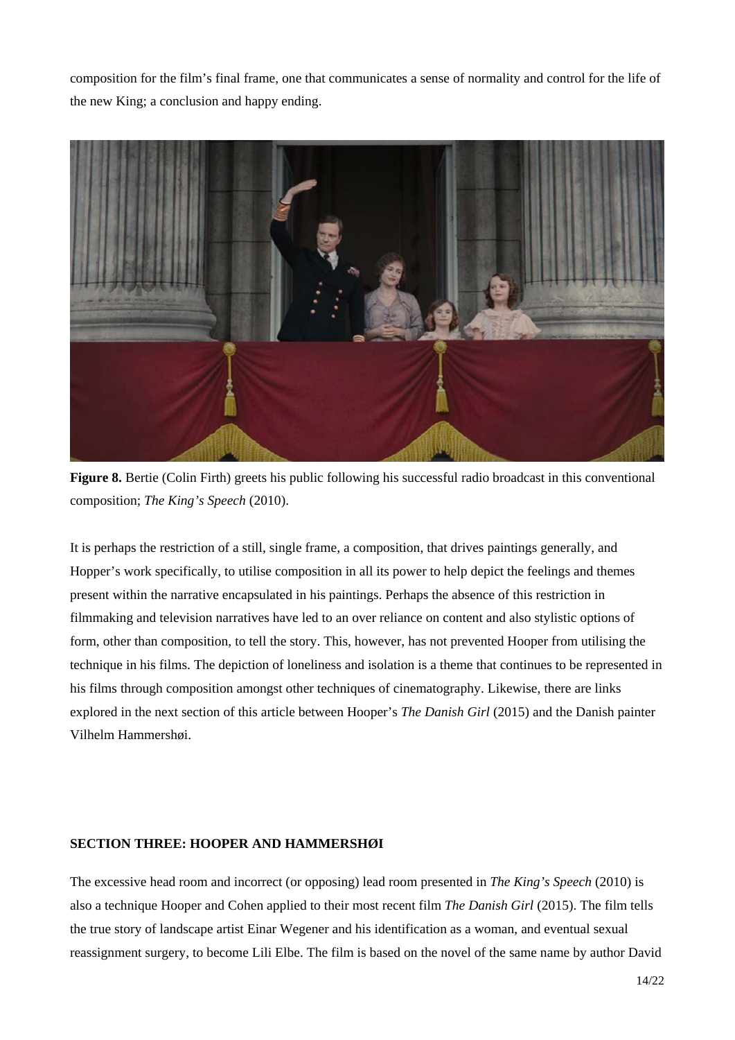composition for the film’s final frame, one that communicates a sense of normality and control for the life of the new King; a conclusion and happy ending.

**Figure 8.** Bertie (Colin Firth) greets his public following his successful radio broadcast in this conventional composition; *The King’s Speech* (2010).

It is perhaps the restriction of a still, single frame, a composition, that drives paintings generally, and Hopper’s work specifically, to utilise composition in all its power to help depict the feelings and themes present within the narrative encapsulated in his paintings. Perhaps the absence of this restriction in filmmaking and television narratives have led to an over reliance on content and also stylistic options of form, other than composition, to tell the story. This, however, has not prevented Hooper from utilising the technique in his films. The depiction of loneliness and isolation is a theme that continues to be represented in his films through composition amongst other techniques of cinematography. Likewise, there are links explored in the next section of this article between Hooper’s *The Danish Girl* (2015) and the Danish painter Vilhelm Hammershøi.

## SECTION THREE: HOOPER AND HAMMERSHØI

The excessive head room and incorrect (or opposing) lead room presented in *The King’s Speech* (2010) is also a technique Hooper and Cohen applied to their most recent film *The Danish Girl* (2015). The film tells the true story of landscape artist Einar Wegener and his identification as a woman, and eventual sexual reassignment surgery, to become Lili Elbe. The film is based on the novel of the same name by author David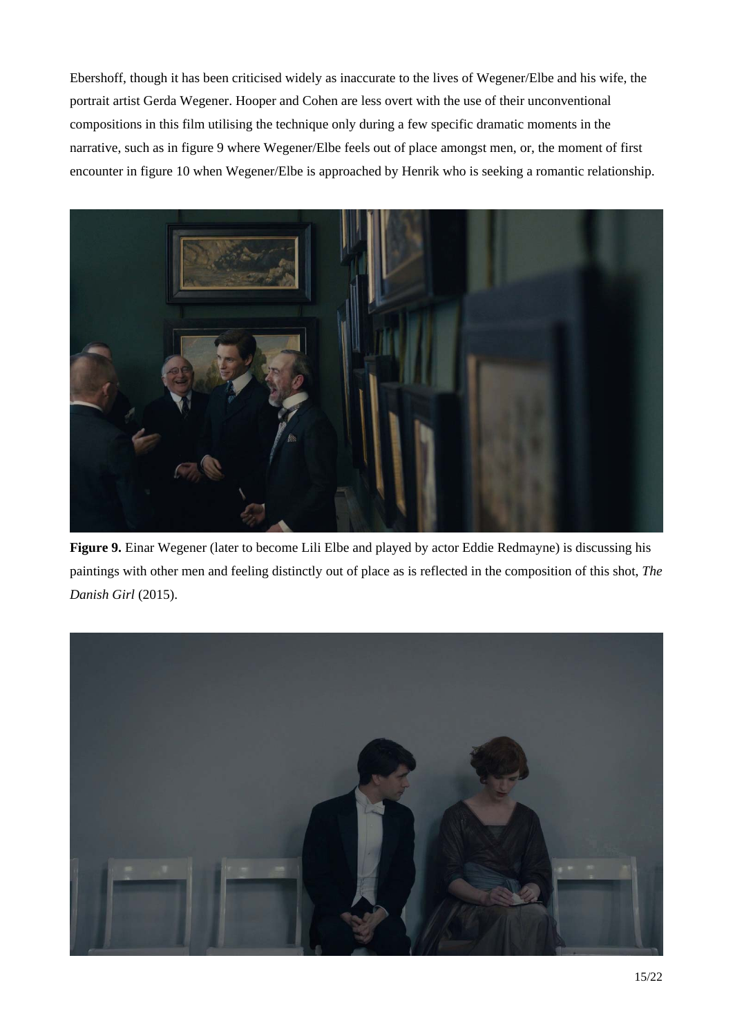Ebershoff, though it has been criticised widely as inaccurate to the lives of Wegener/Elbe and his wife, the portrait artist Gerda Wegener. Hooper and Cohen are less overt with the use of their unconventional compositions in this film utilising the technique only during a few specific dramatic moments in the narrative, such as in figure 9 where Wegener/Elbe feels out of place amongst men, or, the moment of first encounter in figure 10 when Wegener/Elbe is approached by Henrik who is seeking a romantic relationship.

**Figure 9.** Einar Wegener (later to become Lili Elbe and played by actor Eddie Redmayne) is discussing his paintings with other men and feeling distinctly out of place as is reflected in the composition of this shot, *The Danish Girl* (2015).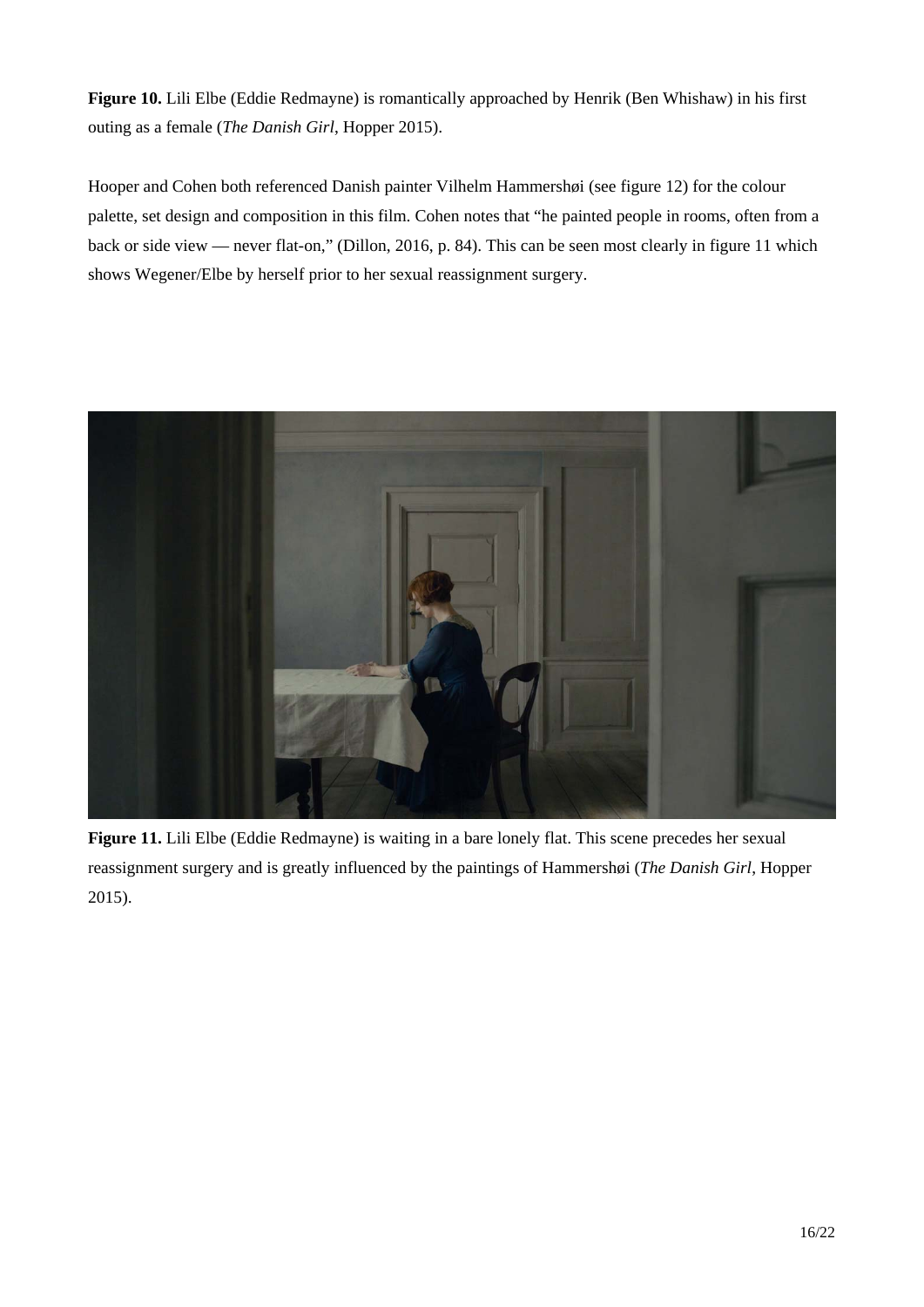**Figure 10.** Lili Elbe (Eddie Redmayne) is romantically approached by Henrik (Ben Whishaw) in his first outing as a female (*The Danish Girl*, Hopper 2015).

Hooper and Cohen both referenced Danish painter Vilhelm Hammershøi (see figure 12) for the colour palette, set design and composition in this film. Cohen notes that "he painted people in rooms, often from a back or side view — never flat-on," (Dillon, 2016, p. 84). This can be seen most clearly in figure 11 which shows Wegener/Elbe by herself prior to her sexual reassignment surgery.

**Figure 11.** Lili Elbe (Eddie Redmayne) is waiting in a bare lonely flat. This scene precedes her sexual reassignment surgery and is greatly influenced by the paintings of Hammershøi (*The Danish Girl*, Hopper 2015).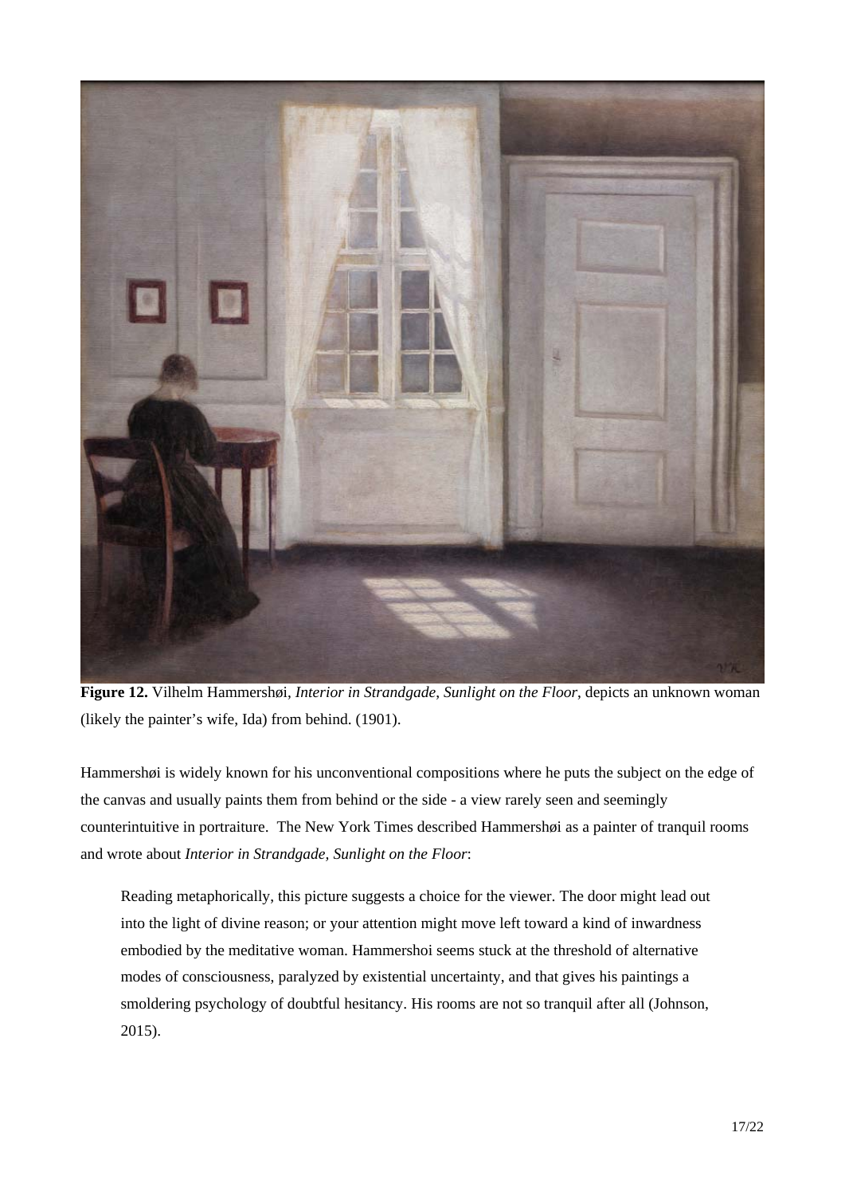**Figure 12.** Vilhelm Hammershøi, *Interior in Strandgade, Sunlight on the Floor*, depicts an unknown woman (likely the painter's wife, Ida) from behind. (1901).

Hammershøi is widely known for his unconventional compositions where he puts the subject on the edge of the canvas and usually paints them from behind or the side - a view rarely seen and seemingly counterintuitive in portraiture. The New York Times described Hammershøi as a painter of tranquil rooms and wrote about *Interior in Strandgade, Sunlight on the Floor*:

> Reading metaphorically, this picture suggests a choice for the viewer. The door might lead out into the light of divine reason; or your attention might move left toward a kind of inwardness embodied by the meditative woman. Hammershoi seems stuck at the threshold of alternative modes of consciousness, paralyzed by existential uncertainty, and that gives his paintings a smoldering psychology of doubtful hesitancy. His rooms are not so tranquil after all (Johnson, 2015).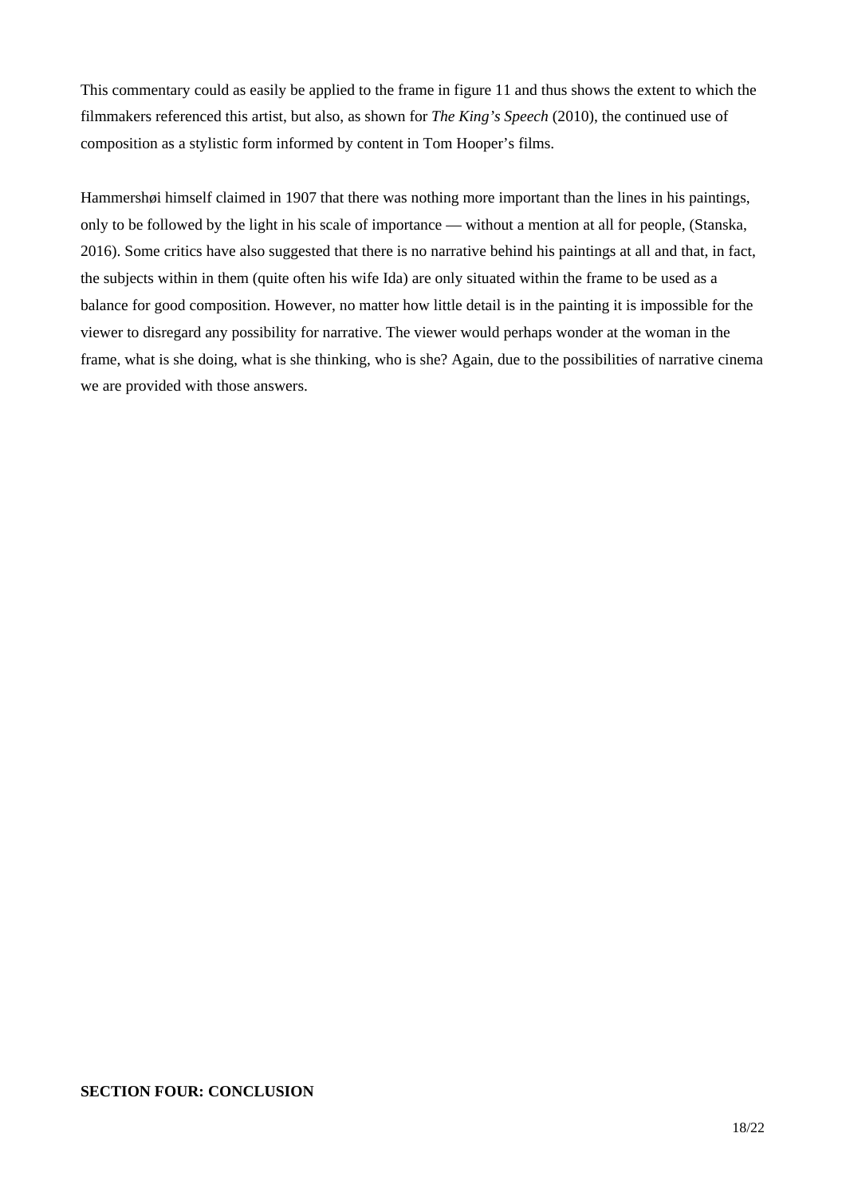This commentary could as easily be applied to the frame in figure 11 and thus shows the extent to which the filmmakers referenced this artist, but also, as shown for *The King's Speech* (2010), the continued use of composition as a stylistic form informed by content in Tom Hooper's films.

Hammershøi himself claimed in 1907 that there was nothing more important than the lines in his paintings, only to be followed by the light in his scale of importance — without a mention at all for people, (Stanska, 2016). Some critics have also suggested that there is no narrative behind his paintings at all and that, in fact, the subjects within in them (quite often his wife Ida) are only situated within the frame to be used as a balance for good composition. However, no matter how little detail is in the painting it is impossible for the viewer to disregard any possibility for narrative. The viewer would perhaps wonder at the woman in the frame, what is she doing, what is she thinking, who is she? Again, due to the possibilities of narrative cinema we are provided with those answers.

**SECTION FOUR: CONCLUSION**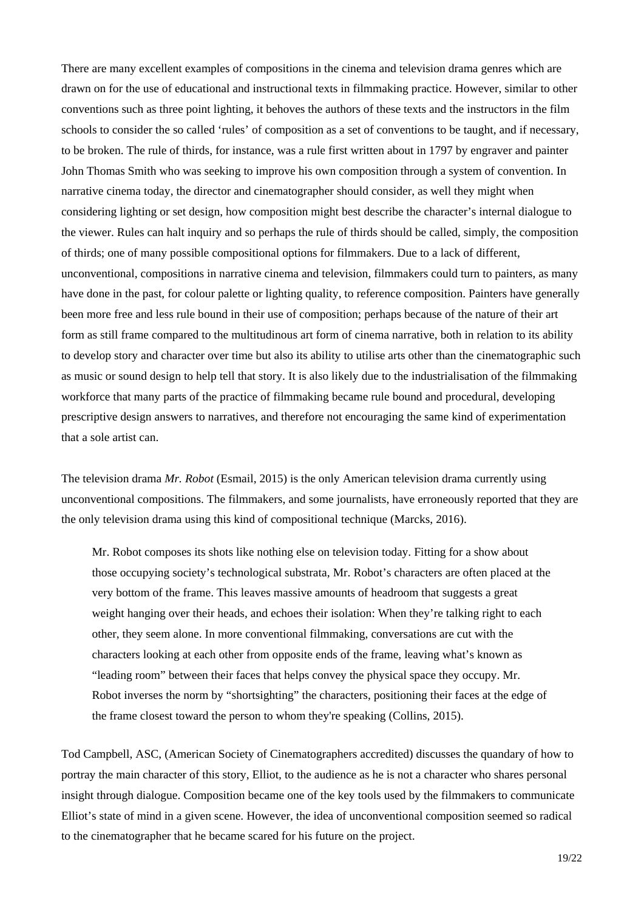There are many excellent examples of compositions in the cinema and television drama genres which are drawn on for the use of educational and instructional texts in filmmaking practice. However, similar to other conventions such as three point lighting, it behoves the authors of these texts and the instructors in the film schools to consider the so called 'rules' of composition as a set of conventions to be taught, and if necessary, to be broken. The rule of thirds, for instance, was a rule first written about in 1797 by engraver and painter John Thomas Smith who was seeking to improve his own composition through a system of convention. In narrative cinema today, the director and cinematographer should consider, as well they might when considering lighting or set design, how composition might best describe the character's internal dialogue to the viewer. Rules can halt inquiry and so perhaps the rule of thirds should be called, simply, the composition of thirds; one of many possible compositional options for filmmakers. Due to a lack of different, unconventional, compositions in narrative cinema and television, filmmakers could turn to painters, as many have done in the past, for colour palette or lighting quality, to reference composition. Painters have generally been more free and less rule bound in their use of composition; perhaps because of the nature of their art form as still frame compared to the multitudinous art form of cinema narrative, both in relation to its ability to develop story and character over time but also its ability to utilise arts other than the cinematographic such as music or sound design to help tell that story. It is also likely due to the industrialisation of the filmmaking workforce that many parts of the practice of filmmaking became rule bound and procedural, developing prescriptive design answers to narratives, and therefore not encouraging the same kind of experimentation that a sole artist can.

The television drama *Mr. Robot* (Esmail, 2015) is the only American television drama currently using unconventional compositions. The filmmakers, and some journalists, have erroneously reported that they are the only television drama using this kind of compositional technique (Marcks, 2016).

> Mr. Robot composes its shots like nothing else on television today. Fitting for a show about those occupying society's technological substrata, Mr. Robot's characters are often placed at the very bottom of the frame. This leaves massive amounts of headroom that suggests a great weight hanging over their heads, and echoes their isolation: When they're talking right to each other, they seem alone. In more conventional filmmaking, conversations are cut with the characters looking at each other from opposite ends of the frame, leaving what's known as "leading room" between their faces that helps convey the physical space they occupy. Mr. Robot inverses the norm by "shortsighting" the characters, positioning their faces at the edge of the frame closest toward the person to whom they're speaking (Collins, 2015).

Tod Campbell, ASC, (American Society of Cinematographers accredited) discusses the quandary of how to portray the main character of this story, Elliot, to the audience as he is not a character who shares personal insight through dialogue. Composition became one of the key tools used by the filmmakers to communicate Elliot's state of mind in a given scene. However, the idea of unconventional composition seemed so radical to the cinematographer that he became scared for his future on the project.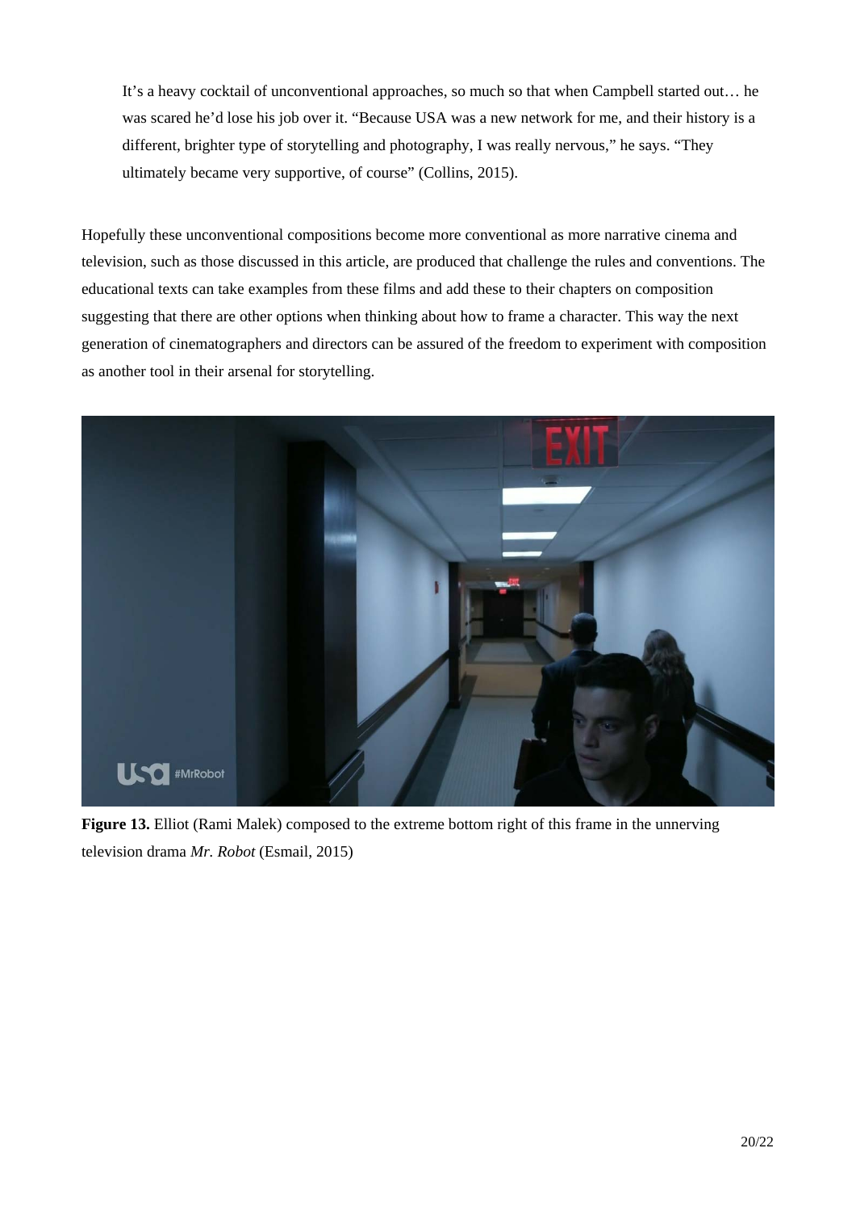> It's a heavy cocktail of unconventional approaches, so much so that when Campbell started out… he was scared he'd lose his job over it. "Because USA was a new network for me, and their history is a different, brighter type of storytelling and photography, I was really nervous," he says. "They ultimately became very supportive, of course" (Collins, 2015).

Hopefully these unconventional compositions become more conventional as more narrative cinema and television, such as those discussed in this article, are produced that challenge the rules and conventions. The educational texts can take examples from these films and add these to their chapters on composition suggesting that there are other options when thinking about how to frame a character. This way the next generation of cinematographers and directors can be assured of the freedom to experiment with composition as another tool in their arsenal for storytelling.

**Figure 13.** Elliot (Rami Malek) composed to the extreme bottom right of this frame in the unnerving television drama *Mr. Robot* (Esmail, 2015)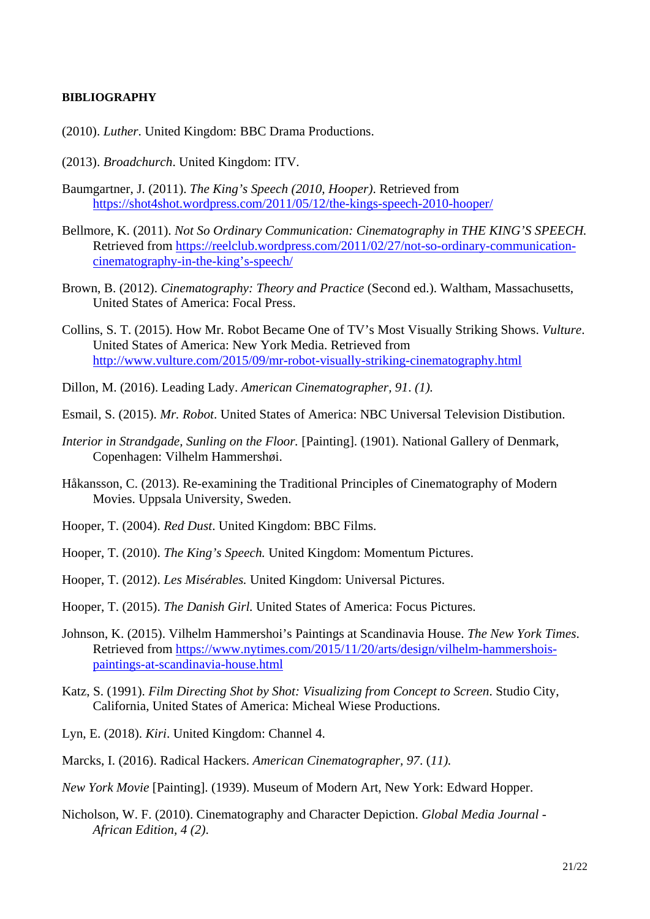**BIBLIOGRAPHY**

(2010). *Luther*. United Kingdom: BBC Drama Productions.

(2013). *Broadchurch*. United Kingdom: ITV.

Baumgartner, J. (2011). *The King's Speech (2010, Hooper)*. Retrieved from https://shot4shot.wordpress.com/2011/05/12/the-kings-speech-2010-hooper/

Bellmore, K. (2011). *Not So Ordinary Communication: Cinematography in THE KING'S SPEECH.* Retrieved from https://reelclub.wordpress.com/2011/02/27/not-so-ordinary-communication-cinematography-in-the-king's-speech/

Brown, B. (2012). *Cinematography: Theory and Practice* (Second ed.). Waltham, Massachusetts, United States of America: Focal Press.

Collins, S. T. (2015). How Mr. Robot Became One of TV's Most Visually Striking Shows. *Vulture*. United States of America: New York Media. Retrieved from http://www.vulture.com/2015/09/mr-robot-visually-striking-cinematography.html

Dillon, M. (2016). Leading Lady. *American Cinematographer, 91. (1).*

Esmail, S. (2015). *Mr. Robot*. United States of America: NBC Universal Television Distibution.

*Interior in Strandgade, Sunling on the Floor.* [Painting]. (1901). National Gallery of Denmark, Copenhagen: Vilhelm Hammershøi.

Håkansson, C. (2013). Re-examining the Traditional Principles of Cinematography of Modern Movies. Uppsala University, Sweden.

Hooper, T. (2004). *Red Dust*. United Kingdom: BBC Films.

Hooper, T. (2010). *The King's Speech.* United Kingdom: Momentum Pictures.

Hooper, T. (2012). *Les Misérables.* United Kingdom: Universal Pictures.

Hooper, T. (2015). *The Danish Girl.* United States of America: Focus Pictures.

Johnson, K. (2015). Vilhelm Hammershoi's Paintings at Scandinavia House. *The New York Times*. Retrieved from https://www.nytimes.com/2015/11/20/arts/design/vilhelm-hammershois-paintings-at-scandinavia-house.html

Katz, S. (1991). *Film Directing Shot by Shot: Visualizing from Concept to Screen*. Studio City, California, United States of America: Micheal Wiese Productions.

Lyn, E. (2018). *Kiri*. United Kingdom: Channel 4.

Marcks, I. (2016). Radical Hackers. *American Cinematographer, 97*. (*11).*

*New York Movie* [Painting]. (1939). Museum of Modern Art, New York: Edward Hopper.

Nicholson, W. F. (2010). Cinematography and Character Depiction. *Global Media Journal - African Edition, 4 (2).*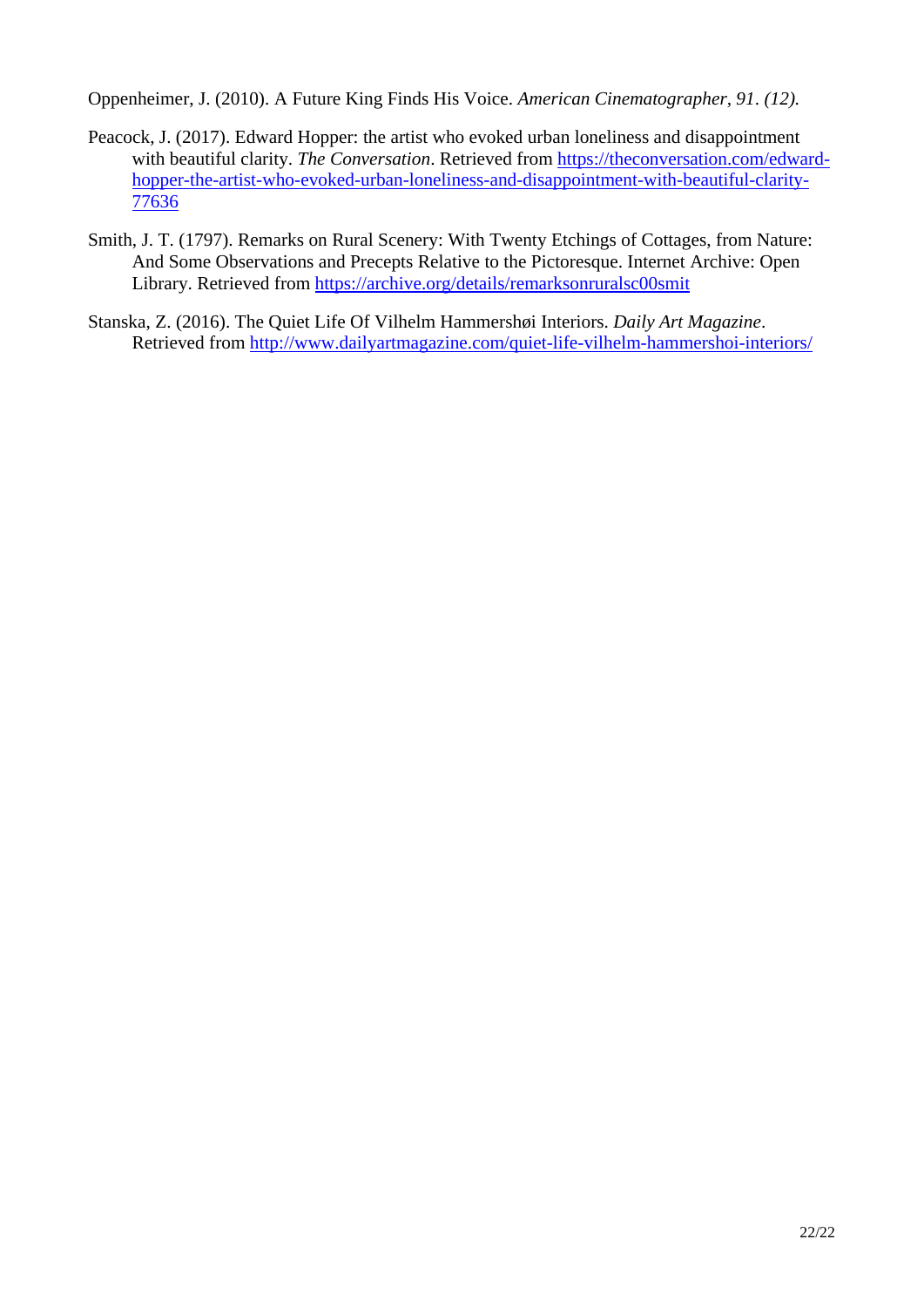Oppenheimer, J. (2010). A Future King Finds His Voice. *American Cinematographer, 91. (12).*

Peacock, J. (2017). Edward Hopper: the artist who evoked urban loneliness and disappointment with beautiful clarity. *The Conversation*. Retrieved from https://theconversation.com/edward-hopper-the-artist-who-evoked-urban-loneliness-and-disappointment-with-beautiful-clarity-77636

Smith, J. T. (1797). Remarks on Rural Scenery: With Twenty Etchings of Cottages, from Nature: And Some Observations and Precepts Relative to the Pictoresque. Internet Archive: Open Library. Retrieved from https://archive.org/details/remarksonruralsc00smit

Stanska, Z. (2016). The Quiet Life Of Vilhelm Hammershøi Interiors. *Daily Art Magazine*. Retrieved from http://www.dailyartmagazine.com/quiet-life-vilhelm-hammershoi-interiors/